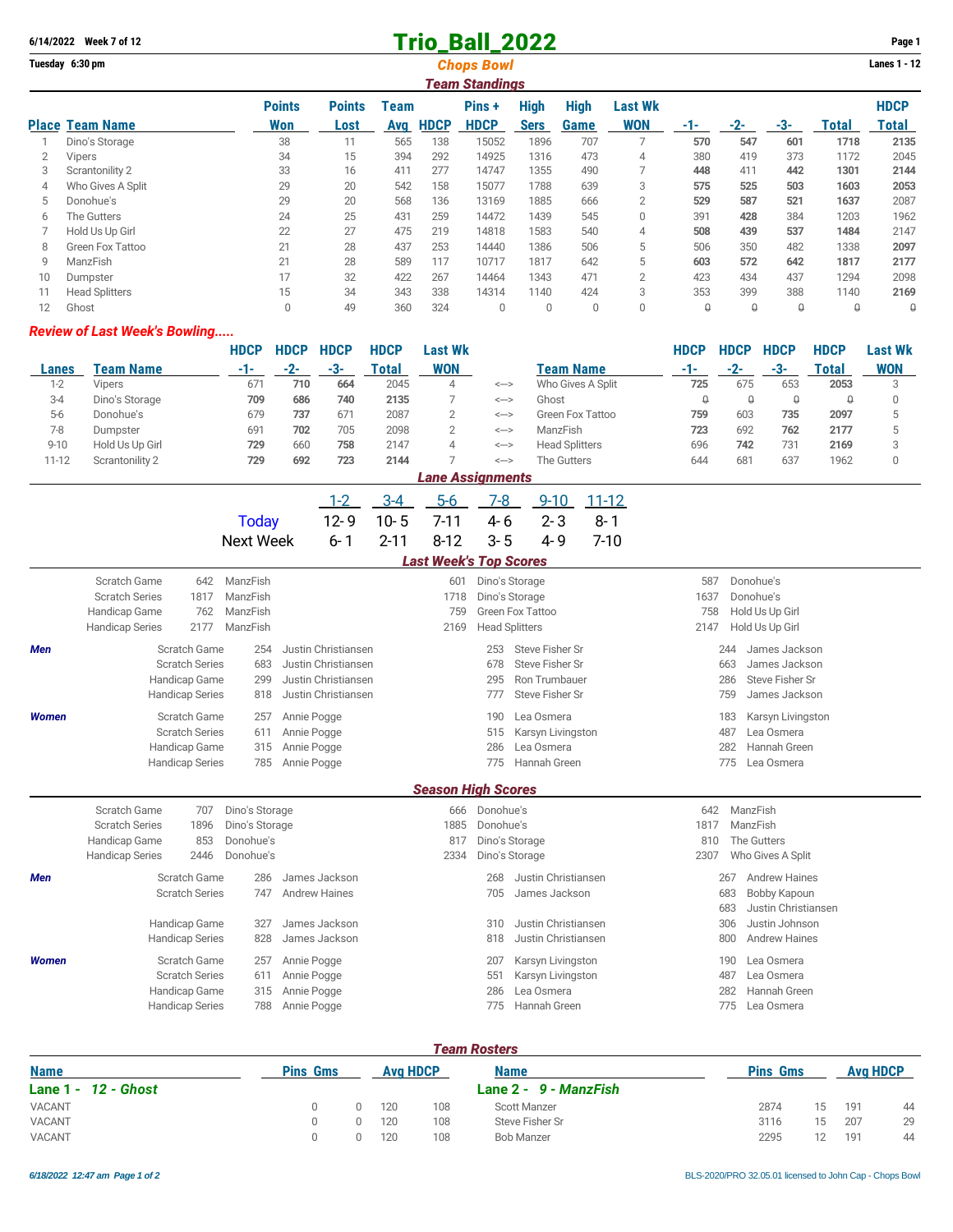6/14/2022 Week 7 of 12

# Trio_Ball_2022

Tuesday 6:30 pm

**Chops Bowl**

Lanes 1 - 12

## Team Standings

| Place | Team Name | Points Won | Points Lost | Team Avg | HDCP | Pins + HDCP | High Sers | High Game | Last Wk WON | -1- | -2- | -3- | Total | HDCP Total |
|---|---|---|---|---|---|---|---|---|---|---|---|---|---|---|
| 1 | Dino's Storage | 38 | 11 | 565 | 138 | 15052 | 1896 | 707 | 7 | **570** | **547** | **601** | **1718** | **2135** |
| 2 | Vipers | 34 | 15 | 394 | 292 | 14925 | 1316 | 473 | 4 | 380 | 419 | 373 | 1172 | 2045 |
| 3 | Scrantonility 2 | 33 | 16 | 411 | 277 | 14747 | 1355 | 490 | 7 | **448** | 411 | **442** | **1301** | **2144** |
| 4 | Who Gives A Split | 29 | 20 | 542 | 158 | 15077 | 1788 | 639 | 3 | **575** | **525** | **503** | **1603** | **2053** |
| 5 | Donohue's | 29 | 20 | 568 | 136 | 13169 | 1885 | 666 | 2 | **529** | **587** | **521** | **1637** | 2087 |
| 6 | The Gutters | 24 | 25 | 431 | 259 | 14472 | 1439 | 545 | 0 | 391 | **428** | 384 | 1203 | 1962 |
| 7 | Hold Us Up Girl | 22 | 27 | 475 | 219 | 14818 | 1583 | 540 | 4 | **508** | 439 | **537** | **1484** | 2147 |
| 8 | Green Fox Tattoo | 21 | 28 | 437 | 253 | 14440 | 1386 | 506 | 5 | 506 | 350 | 482 | 1338 | **2097** |
| 9 | ManzFish | 21 | 28 | 589 | 117 | 10717 | 1817 | 642 | 5 | **603** | **572** | **642** | **1817** | **2177** |
| 10 | Dumpster | 17 | 32 | 422 | 267 | 14464 | 1343 | 471 | 2 | 423 | 434 | 437 | 1294 | 2098 |
| 11 | Head Splitters | 15 | 34 | 343 | 338 | 14314 | 1140 | 424 | 3 | 353 | 399 | 388 | 1140 | **2169** |
| 12 | Ghost | 0 | 49 | 360 | 324 | 0 | 0 | 0 | 0 | 0 | 0 | 0 | 0 | 0 |

## *Review of Last Week's Bowling.....*

| Lanes | Team Name | HDCP -1- | HDCP -2- | HDCP -3- | HDCP Total | Last Wk WON | | Team Name | HDCP -1- | HDCP -2- | HDCP -3- | HDCP Total | Last Wk WON |
|---|---|---|---|---|---|---|---|---|---|---|---|---|---|
| 1-2 | Vipers | 671 | **710** | **664** | 2045 | 4 | <---> | Who Gives A Split | **725** | 675 | 653 | **2053** | 3 |
| 3-4 | Dino's Storage | **709** | **686** | **740** | **2135** | 7 | <---> | Ghost | 0 | 0 | 0 | 0 | 0 |
| 5-6 | Donohue's | 679 | **737** | 671 | 2087 | 2 | <---> | Green Fox Tattoo | **759** | 603 | **735** | **2097** | 5 |
| 7-8 | Dumpster | 691 | **702** | 705 | 2098 | 2 | <---> | ManzFish | **723** | 692 | **762** | **2177** | 5 |
| 9-10 | Hold Us Up Girl | **729** | 660 | **758** | 2147 | 4 | <---> | Head Splitters | 696 | **742** | 731 | **2169** | 3 |
| 11-12 | Scrantonility 2 | **729** | **692** | **723** | **2144** | 7 | <---> | The Gutters | 644 | 681 | 637 | 1962 | 0 |

## Lane Assignments

| | 1-2 | 3-4 | 5-6 | 7-8 | 9-10 | 11-12 |
|---|---|---|---|---|---|---|
| Today | 12- 9 | 10- 5 | 7-11 | 4- 6 | 2- 3 | 8- 1 |
| Next Week | 6- 1 | 2-11 | 8-12 | 3- 5 | 4- 9 | 7-10 |

## Last Week's Top Scores

| | | | | | | |
|---|---|---|---|---|---|---|
| Scratch Game | 642 | ManzFish | 601 | Dino's Storage | 587 | Donohue's |
| Scratch Series | 1817 | ManzFish | 1718 | Dino's Storage | 1637 | Donohue's |
| Handicap Game | 762 | ManzFish | 759 | Green Fox Tattoo | 758 | Hold Us Up Girl |
| Handicap Series | 2177 | ManzFish | 2169 | Head Splitters | 2147 | Hold Us Up Girl |

***Men***

| | | | | | | |
|---|---|---|---|---|---|---|
| Scratch Game | 254 | Justin Christiansen | 253 | Steve Fisher Sr | 244 | James Jackson |
| Scratch Series | 683 | Justin Christiansen | 678 | Steve Fisher Sr | 663 | James Jackson |
| Handicap Game | 299 | Justin Christiansen | 295 | Ron Trumbauer | 286 | Steve Fisher Sr |
| Handicap Series | 818 | Justin Christiansen | 777 | Steve Fisher Sr | 759 | James Jackson |

***Women***

| | | | | | | |
|---|---|---|---|---|---|---|
| Scratch Game | 257 | Annie Pogge | 190 | Lea Osmera | 183 | Karsyn Livingston |
| Scratch Series | 611 | Annie Pogge | 515 | Karsyn Livingston | 487 | Lea Osmera |
| Handicap Game | 315 | Annie Pogge | 286 | Lea Osmera | 282 | Hannah Green |
| Handicap Series | 785 | Annie Pogge | 775 | Hannah Green | 775 | Lea Osmera |

## Season High Scores

| | | | | | | |
|---|---|---|---|---|---|---|
| Scratch Game | 707 | Dino's Storage | 666 | Donohue's | 642 | ManzFish |
| Scratch Series | 1896 | Dino's Storage | 1885 | Donohue's | 1817 | ManzFish |
| Handicap Game | 853 | Donohue's | 817 | Dino's Storage | 810 | The Gutters |
| Handicap Series | 2446 | Donohue's | 2334 | Dino's Storage | 2307 | Who Gives A Split |

***Men***

| | | | | | | |
|---|---|---|---|---|---|---|
| Scratch Game | 286 | James Jackson | 268 | Justin Christiansen | 267 | Andrew Haines |
| Scratch Series | 747 | Andrew Haines | 705 | James Jackson | 683 | Bobby Kapoun |
| | | | | | 683 | Justin Christiansen |
| Handicap Game | 327 | James Jackson | 310 | Justin Christiansen | 306 | Justin Johnson |
| Handicap Series | 828 | James Jackson | 818 | Justin Christiansen | 800 | Andrew Haines |

***Women***

| | | | | | | |
|---|---|---|---|---|---|---|
| Scratch Game | 257 | Annie Pogge | 207 | Karsyn Livingston | 190 | Lea Osmera |
| Scratch Series | 611 | Annie Pogge | 551 | Karsyn Livingston | 487 | Lea Osmera |
| Handicap Game | 315 | Annie Pogge | 286 | Lea Osmera | 282 | Hannah Green |
| Handicap Series | 788 | Annie Pogge | 775 | Hannah Green | 775 | Lea Osmera |

## Team Rosters

**Lane 1 - 12 - Ghost**

| Name | Pins | Gms | Avg | HDCP |
|---|---|---|---|---|
| VACANT | 0 | 0 | 120 | 108 |
| VACANT | 0 | 0 | 120 | 108 |
| VACANT | 0 | 0 | 120 | 108 |

**Lane 2 - 9 - ManzFish**

| Name | Pins | Gms | Avg | HDCP |
|---|---|---|---|---|
| Scott Manzer | 2874 | 15 | 191 | 44 |
| Steve Fisher Sr | 3116 | 15 | 207 | 29 |
| Bob Manzer | 2295 | 12 | 191 | 44 |

*6/18/2022 12:47 am*

BLS-2020/PRO 32.05.01 licensed to John Cap - Chops Bowl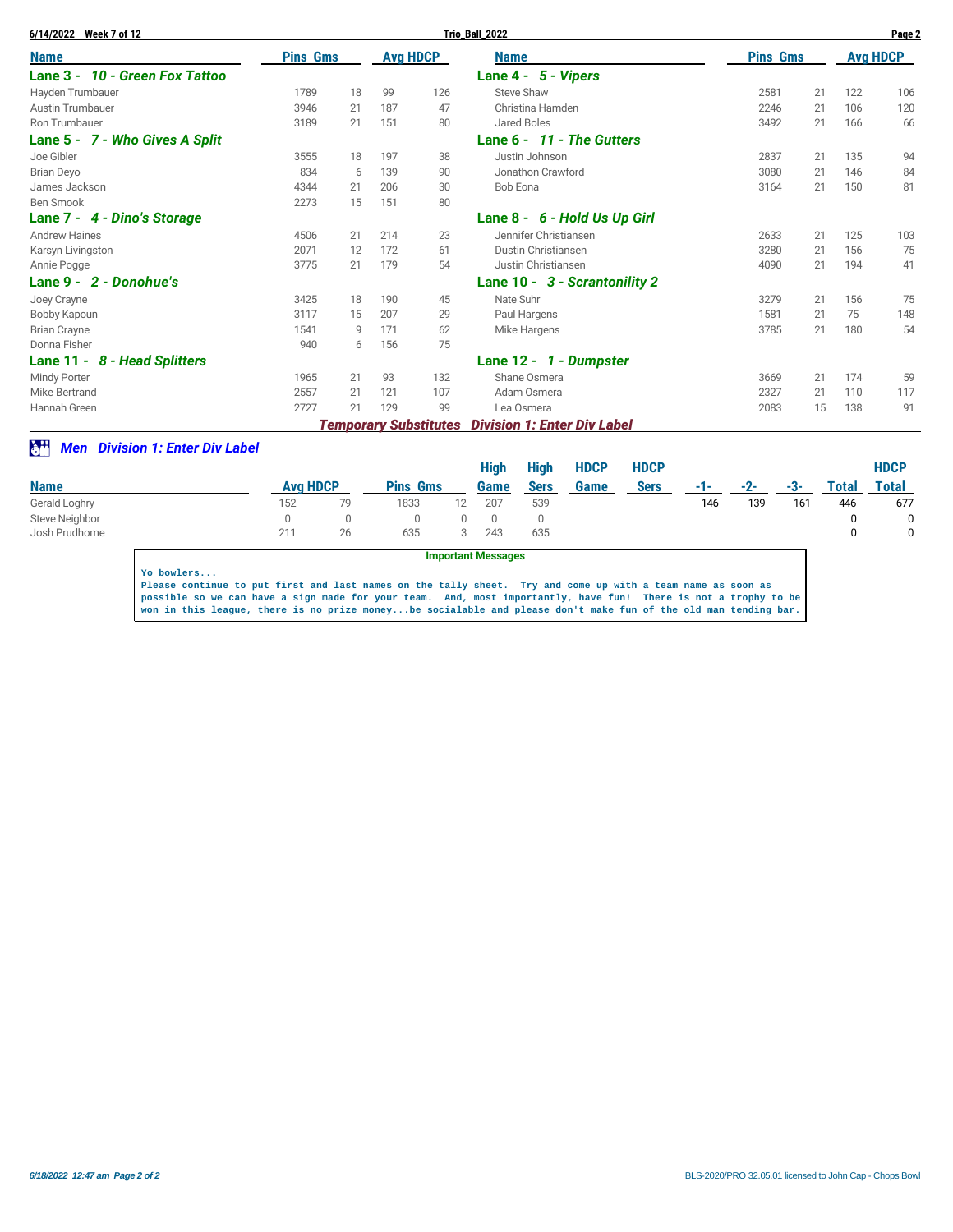| Name | Pins | Gms | Avg | HDCP | Name | Pins | Gms | Avg | HDCP |
|---|---|---|---|---|---|---|---|---|---|
| ***Lane 3 - 10 - Green Fox Tattoo*** | | | | | ***Lane 4 - 5 - Vipers*** | | | | |
| Hayden Trumbauer | 1789 | 18 | 99 | 126 | Steve Shaw | 2581 | 21 | 122 | 106 |
| Austin Trumbauer | 3946 | 21 | 187 | 47 | Christina Hamden | 2246 | 21 | 106 | 120 |
| Ron Trumbauer | 3189 | 21 | 151 | 80 | Jared Boles | 3492 | 21 | 166 | 66 |
| ***Lane 5 - 7 - Who Gives A Split*** | | | | | ***Lane 6 - 11 - The Gutters*** | | | | |
| Joe Gibler | 3555 | 18 | 197 | 38 | Justin Johnson | 2837 | 21 | 135 | 94 |
| Brian Deyo | 834 | 6 | 139 | 90 | Jonathon Crawford | 3080 | 21 | 146 | 84 |
| James Jackson | 4344 | 21 | 206 | 30 | Bob Eona | 3164 | 21 | 150 | 81 |
| Ben Smook | 2273 | 15 | 151 | 80 | | | | | |
| ***Lane 7 - 4 - Dino's Storage*** | | | | | ***Lane 8 - 6 - Hold Us Up Girl*** | | | | |
| Andrew Haines | 4506 | 21 | 214 | 23 | Jennifer Christiansen | 2633 | 21 | 125 | 103 |
| Karsyn Livingston | 2071 | 12 | 172 | 61 | Dustin Christiansen | 3280 | 21 | 156 | 75 |
| Annie Pogge | 3775 | 21 | 179 | 54 | Justin Christiansen | 4090 | 21 | 194 | 41 |
| ***Lane 9 - 2 - Donohue's*** | | | | | ***Lane 10 - 3 - Scrantonility 2*** | | | | |
| Joey Crayne | 3425 | 18 | 190 | 45 | Nate Suhr | 3279 | 21 | 156 | 75 |
| Bobby Kapoun | 3117 | 15 | 207 | 29 | Paul Hargens | 1581 | 21 | 75 | 148 |
| Brian Crayne | 1541 | 9 | 171 | 62 | Mike Hargens | 3785 | 21 | 180 | 54 |
| Donna Fisher | 940 | 6 | 156 | 75 | | | | | |
| ***Lane 11 - 8 - Head Splitters*** | | | | | ***Lane 12 - 1 - Dumpster*** | | | | |
| Mindy Porter | 1965 | 21 | 93 | 132 | Shane Osmera | 3669 | 21 | 174 | 59 |
| Mike Bertrand | 2557 | 21 | 121 | 107 | Adam Osmera | 2327 | 21 | 110 | 117 |
| Hannah Green | 2727 | 21 | 129 | 99 | Lea Osmera | 2083 | 15 | 138 | 91 |

***Temporary Substitutes Division 1: Enter Div Label***

### *Men Division 1: Enter Div Label*

| Name | Avg | HDCP | Pins | Gms | High Game | High Sers | HDCP Game | HDCP Sers | -1- | -2- | -3- | Total | HDCP Total |
|---|---|---|---|---|---|---|---|---|---|---|---|---|---|
| Gerald Loghry | 152 | 79 | 1833 | 12 | 207 | 539 | | | 146 | 139 | 161 | 446 | 677 |
| Steve Neighbor | 0 | 0 | 0 | 0 | 0 | 0 | | | | | | 0 | 0 |
| Josh Prudhome | 211 | 26 | 635 | 3 | 243 | 635 | | | | | | 0 | 0 |

**Important Messages**

```
Yo bowlers...
Please continue to put first and last names on the tally sheet.  Try and come up with a team name as soon as
possible so we can have a sign made for your team.  And, most importantly, have fun!  There is not a trophy to be
won in this league, there is no prize money...be socialable and please don't make fun of the old man tending bar.
```